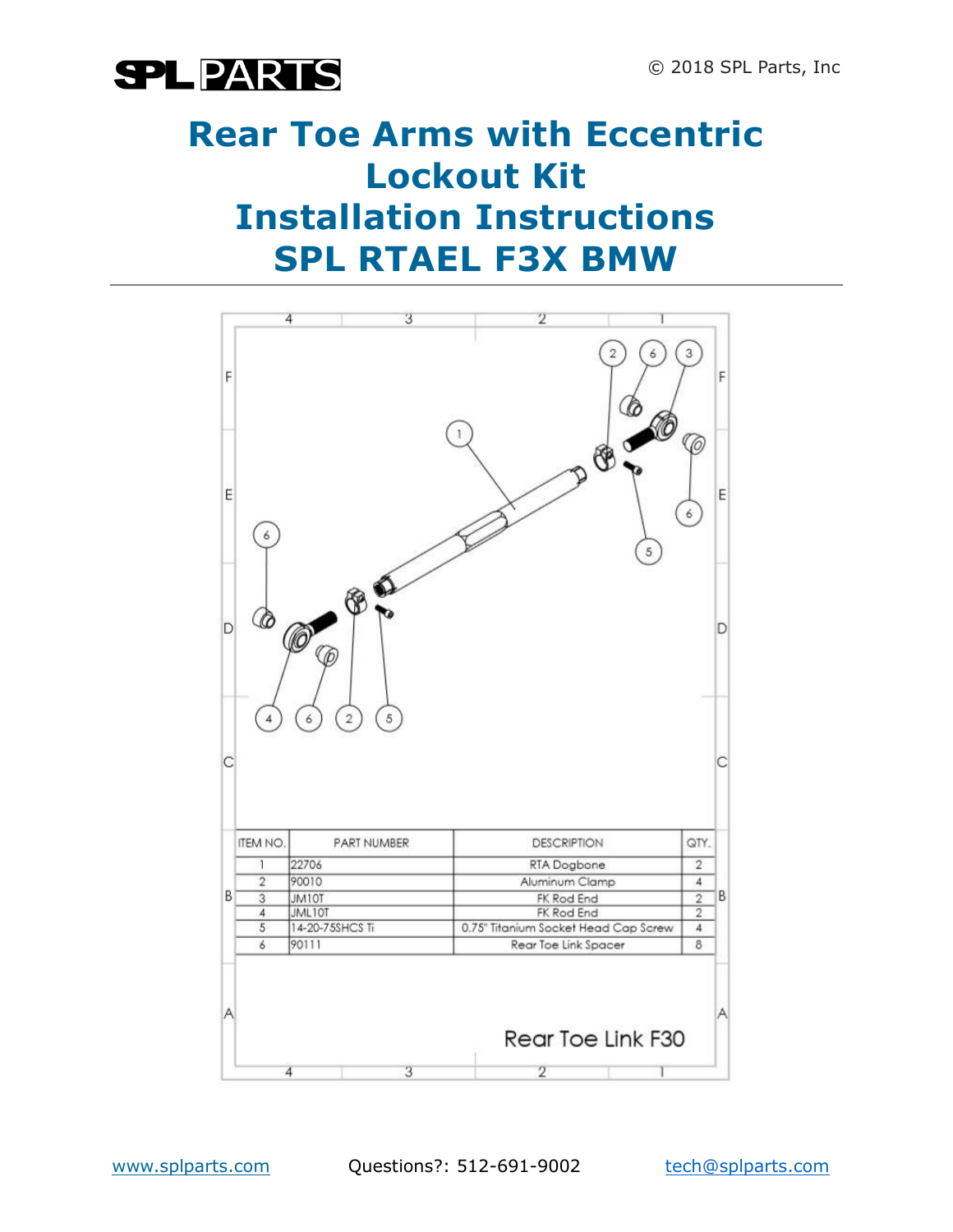SPL PARTS

© 2018 SPL Parts, Inc

# Rear Toe Arms with Eccentric Lockout Kit Installation Instructions SPL RTAEL F3X BMW

| ITEM NO. | PART NUMBER | DESCRIPTION | QTY. |
|---|---|---|---|
| 1 | 22706 | RTA Dogbone | 2 |
| 2 | 90010 | Aluminum Clamp | 4 |
| 3 | JM10T | FK Rod End | 2 |
| 4 | JML10T | FK Rod End | 2 |
| 5 | 14-20-75SHCS Ti | 0.75" Titanium Socket Head Cap Screw | 4 |
| 6 | 90111 | Rear Toe Link Spacer | 8 |

Rear Toe Link F30

www.splparts.com  Questions?: 512-691-9002  tech@splparts.com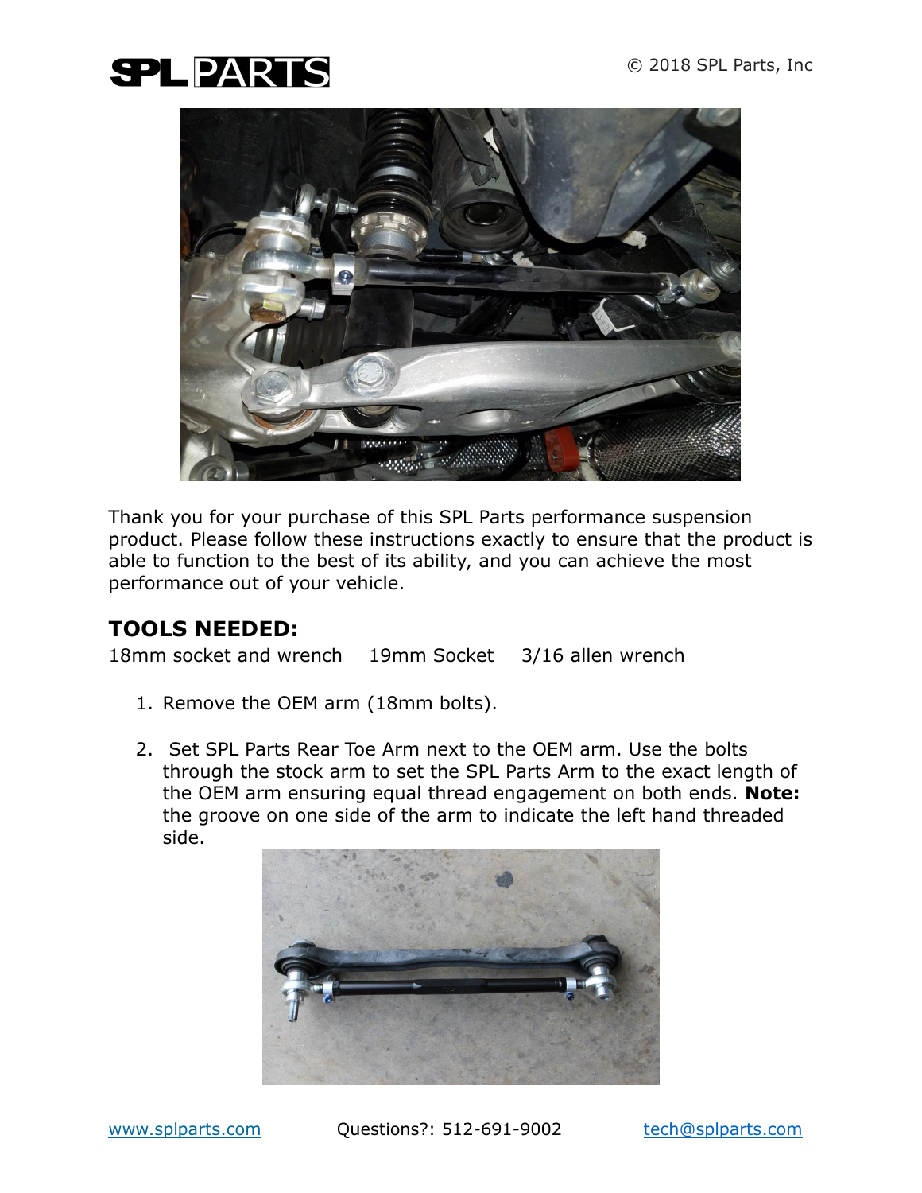Thank you for your purchase of this SPL Parts performance suspension product. Please follow these instructions exactly to ensure that the product is able to function to the best of its ability, and you can achieve the most performance out of your vehicle.

## TOOLS NEEDED:

18mm socket and wrench    19mm Socket    3/16 allen wrench

1. Remove the OEM arm (18mm bolts).

2. Set SPL Parts Rear Toe Arm next to the OEM arm. Use the bolts through the stock arm to set the SPL Parts Arm to the exact length of the OEM arm ensuring equal thread engagement on both ends. **Note:** the groove on one side of the arm to indicate the left hand threaded side.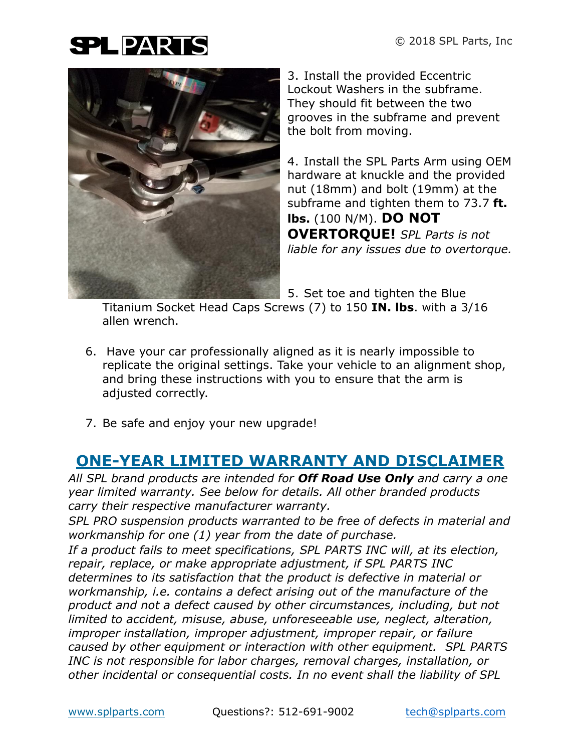3. Install the provided Eccentric Lockout Washers in the subframe. They should fit between the two grooves in the subframe and prevent the bolt from moving.

4. Install the SPL Parts Arm using OEM hardware at knuckle and the provided nut (18mm) and bolt (19mm) at the subframe and tighten them to 73.7 **ft. lbs.** (100 N/M). **DO NOT OVERTORQUE!** *SPL Parts is not liable for any issues due to overtorque.*

5. Set toe and tighten the Blue Titanium Socket Head Caps Screws (7) to 150 **IN. lbs**. with a 3/16 allen wrench.

6. Have your car professionally aligned as it is nearly impossible to replicate the original settings. Take your vehicle to an alignment shop, and bring these instructions with you to ensure that the arm is adjusted correctly.

7. Be safe and enjoy your new upgrade!

## ONE-YEAR LIMITED WARRANTY AND DISCLAIMER

*All SPL brand products are intended for* ***Off Road Use Only*** *and carry a one year limited warranty. See below for details. All other branded products carry their respective manufacturer warranty.*

*SPL PRO suspension products warranted to be free of defects in material and workmanship for one (1) year from the date of purchase.*

*If a product fails to meet specifications, SPL PARTS INC will, at its election, repair, replace, or make appropriate adjustment, if SPL PARTS INC determines to its satisfaction that the product is defective in material or workmanship, i.e. contains a defect arising out of the manufacture of the product and not a defect caused by other circumstances, including, but not limited to accident, misuse, abuse, unforeseeable use, neglect, alteration, improper installation, improper adjustment, improper repair, or failure caused by other equipment or interaction with other equipment. SPL PARTS INC is not responsible for labor charges, removal charges, installation, or other incidental or consequential costs. In no event shall the liability of SPL*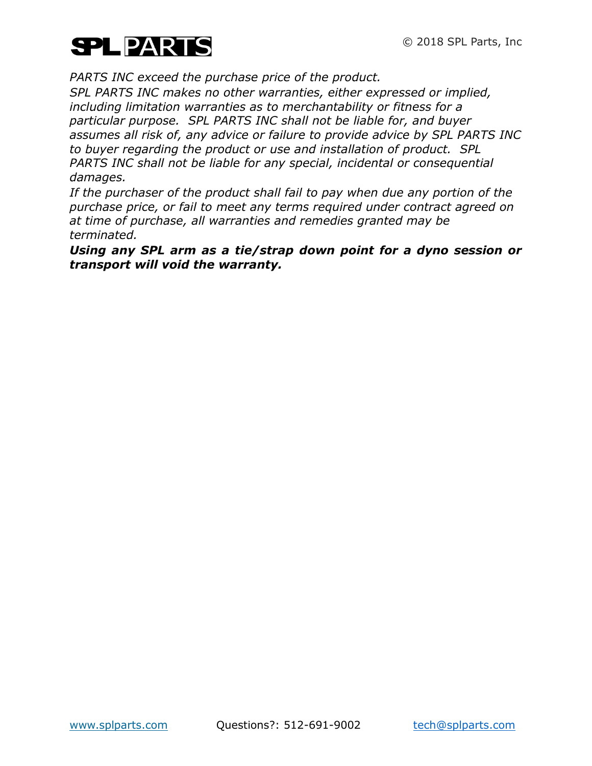*PARTS INC exceed the purchase price of the product.*
*SPL PARTS INC makes no other warranties, either expressed or implied, including limitation warranties as to merchantability or fitness for a particular purpose. SPL PARTS INC shall not be liable for, and buyer assumes all risk of, any advice or failure to provide advice by SPL PARTS INC to buyer regarding the product or use and installation of product. SPL PARTS INC shall not be liable for any special, incidental or consequential damages.*
*If the purchaser of the product shall fail to pay when due any portion of the purchase price, or fail to meet any terms required under contract agreed on at time of purchase, all warranties and remedies granted may be terminated.*

***Using any SPL arm as a tie/strap down point for a dyno session or transport will void the warranty.***